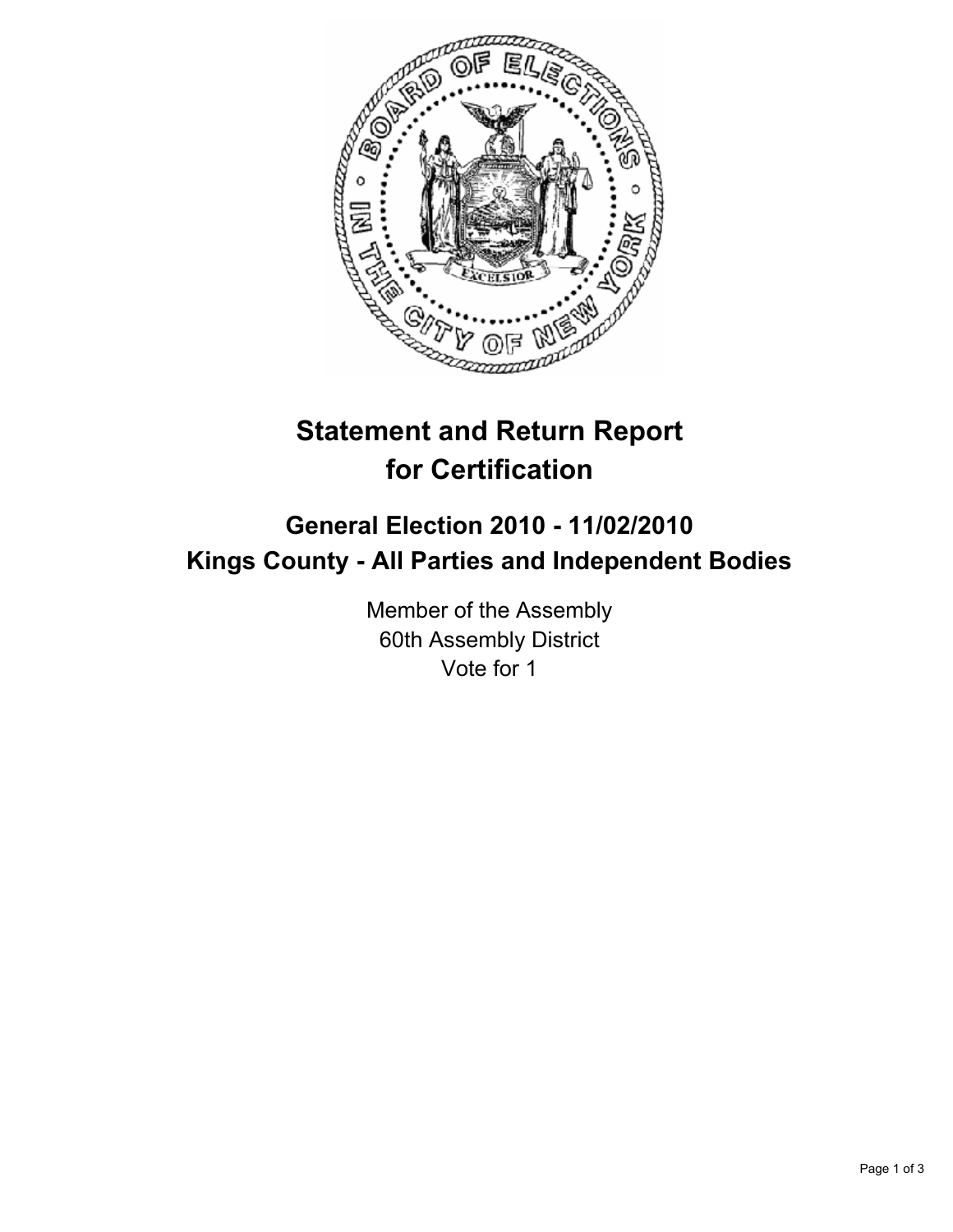# Statement and Return Report for Certification

## General Election 2010 - 11/02/2010
## Kings County - All Parties and Independent Bodies

Member of the Assembly
60th Assembly District
Vote for 1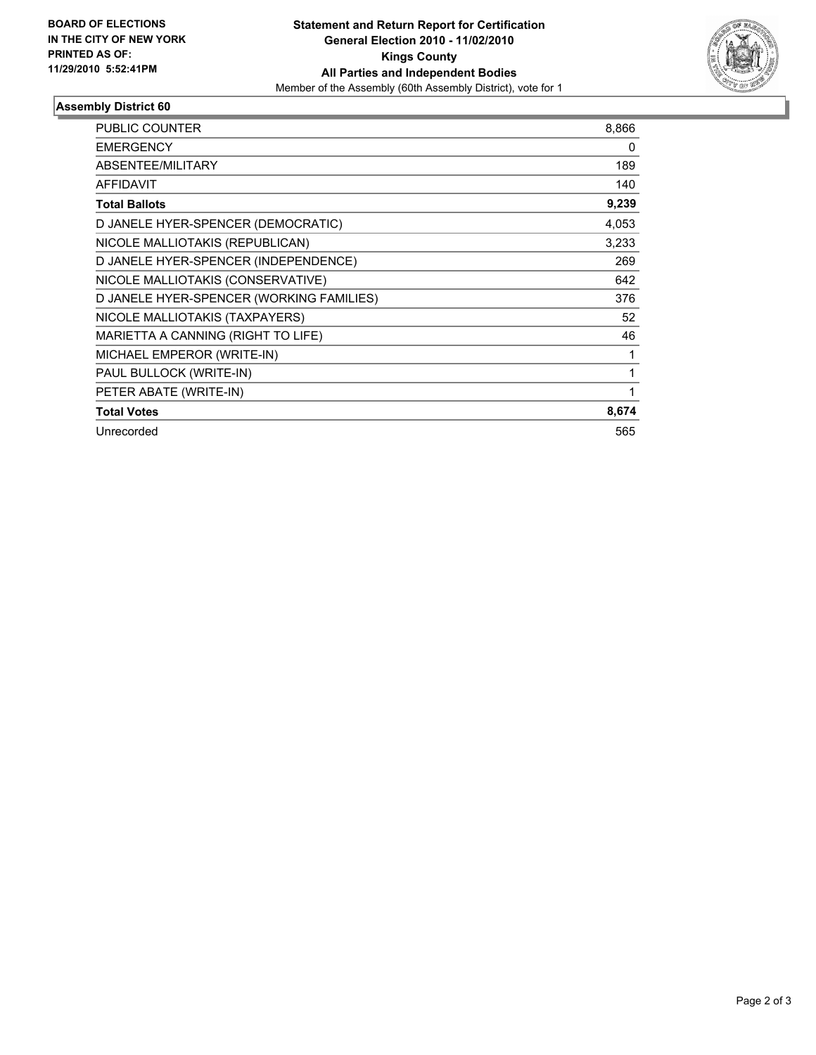**BOARD OF ELECTIONS IN THE CITY OF NEW YORK PRINTED AS OF: 11/29/2010 5:52:41PM**

**Statement and Return Report for Certification**
**General Election 2010 - 11/02/2010**
**Kings County**
**All Parties and Independent Bodies**
Member of the Assembly (60th Assembly District), vote for 1

## Assembly District 60

| | |
|---|---|
| PUBLIC COUNTER | 8,866 |
| EMERGENCY | 0 |
| ABSENTEE/MILITARY | 189 |
| AFFIDAVIT | 140 |
| **Total Ballots** | **9,239** |
| D JANELE HYER-SPENCER (DEMOCRATIC) | 4,053 |
| NICOLE MALLIOTAKIS (REPUBLICAN) | 3,233 |
| D JANELE HYER-SPENCER (INDEPENDENCE) | 269 |
| NICOLE MALLIOTAKIS (CONSERVATIVE) | 642 |
| D JANELE HYER-SPENCER (WORKING FAMILIES) | 376 |
| NICOLE MALLIOTAKIS (TAXPAYERS) | 52 |
| MARIETTA A CANNING (RIGHT TO LIFE) | 46 |
| MICHAEL EMPEROR (WRITE-IN) | 1 |
| PAUL BULLOCK (WRITE-IN) | 1 |
| PETER ABATE (WRITE-IN) | 1 |
| **Total Votes** | **8,674** |
| Unrecorded | 565 |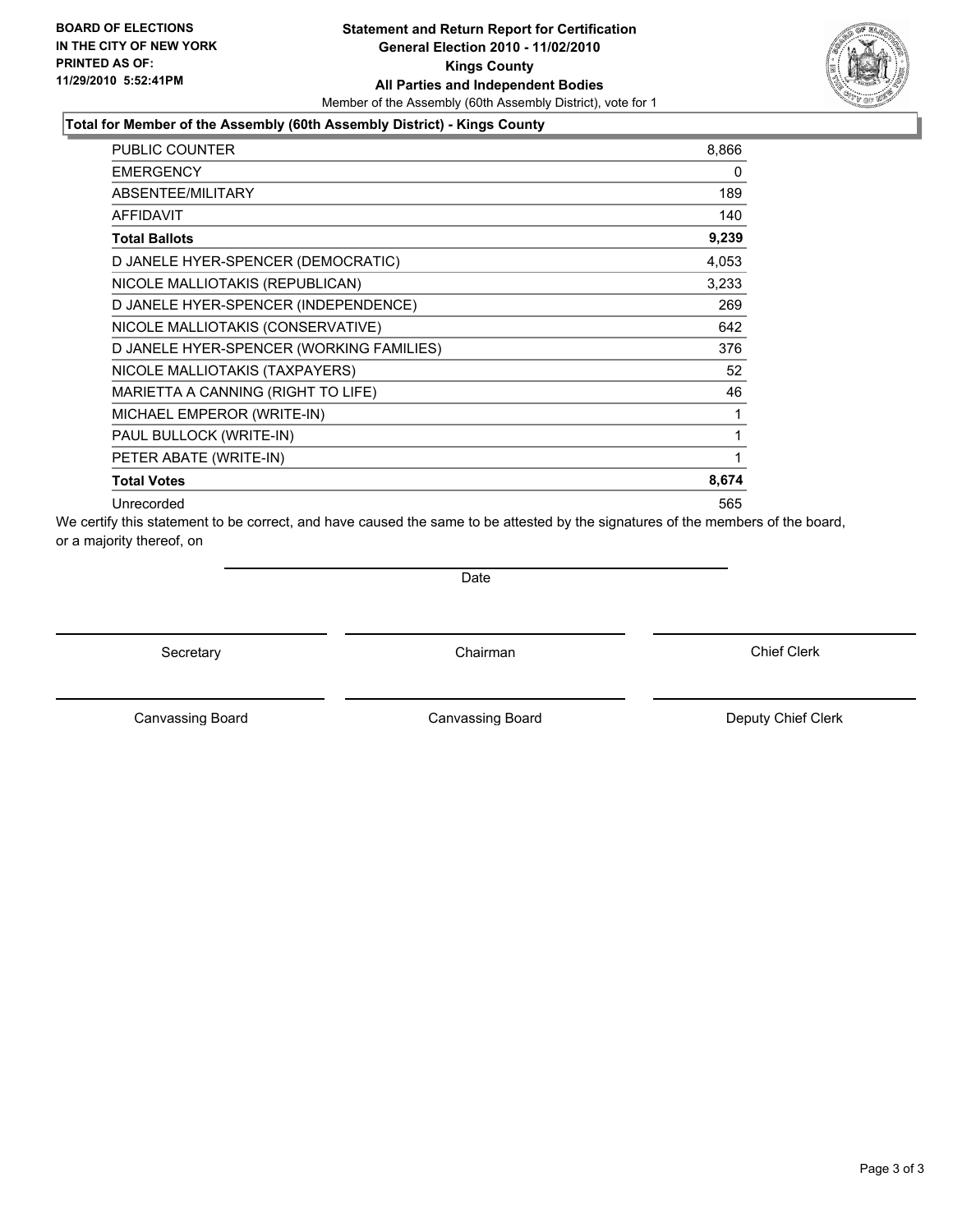**BOARD OF ELECTIONS IN THE CITY OF NEW YORK PRINTED AS OF: 11/29/2010 5:52:41PM**

**Statement and Return Report for Certification General Election 2010 - 11/02/2010 Kings County All Parties and Independent Bodies**

Member of the Assembly (60th Assembly District), vote for 1

**Total for Member of the Assembly (60th Assembly District) - Kings County**

| | |
|---|---|
| PUBLIC COUNTER | 8,866 |
| EMERGENCY | 0 |
| ABSENTEE/MILITARY | 189 |
| AFFIDAVIT | 140 |
| **Total Ballots** | **9,239** |
| D JANELE HYER-SPENCER (DEMOCRATIC) | 4,053 |
| NICOLE MALLIOTAKIS (REPUBLICAN) | 3,233 |
| D JANELE HYER-SPENCER (INDEPENDENCE) | 269 |
| NICOLE MALLIOTAKIS (CONSERVATIVE) | 642 |
| D JANELE HYER-SPENCER (WORKING FAMILIES) | 376 |
| NICOLE MALLIOTAKIS (TAXPAYERS) | 52 |
| MARIETTA A CANNING (RIGHT TO LIFE) | 46 |
| MICHAEL EMPEROR (WRITE-IN) | 1 |
| PAUL BULLOCK (WRITE-IN) | 1 |
| PETER ABATE (WRITE-IN) | 1 |
| **Total Votes** | **8,674** |
| Unrecorded | 565 |

We certify this statement to be correct, and have caused the same to be attested by the signatures of the members of the board, or a majority thereof, on

Date

Secretary

Chairman

Chief Clerk

Canvassing Board

Canvassing Board

Deputy Chief Clerk